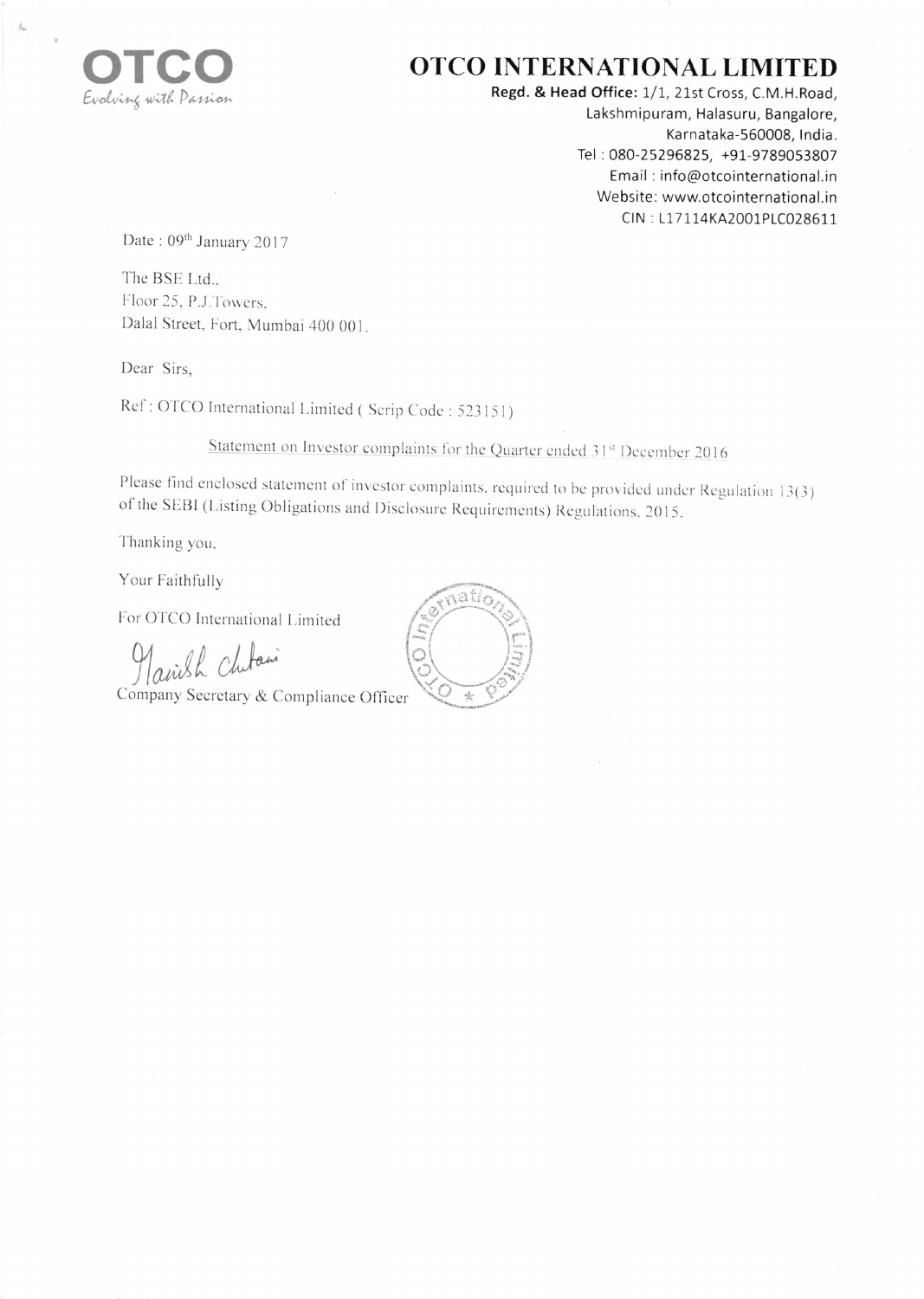OTCO
*Evolving with Passion*

# OTCO INTERNATIONAL LIMITED

**Regd. & Head Office:** 1/1, 21st Cross, C.M.H.Road,
Lakshmipuram, Halasuru, Bangalore,
Karnataka-560008, India.
Tel : 080-25296825, +91-9789053807
Email : info@otcointernational.in
Website: www.otcointernational.in
CIN : L17114KA2001PLC028611

Date : 09th January 2017

The BSE Ltd.,
Floor 25, P.J.Towers,
Dalal Street, Fort, Mumbai 400 001.

Dear Sirs,

Ref : OTCO International Limited ( Scrip Code : 523151)

Statement on Investor complaints for the Quarter ended 31st December 2016

Please find enclosed statement of investor complaints, required to be provided under Regulation 13(3) of the SEBI (Listing Obligations and Disclosure Requirements) Regulations, 2015.

Thanking you,

Your Faithfully

For OTCO International Limited

Manish Chitani

Company Secretary & Compliance Officer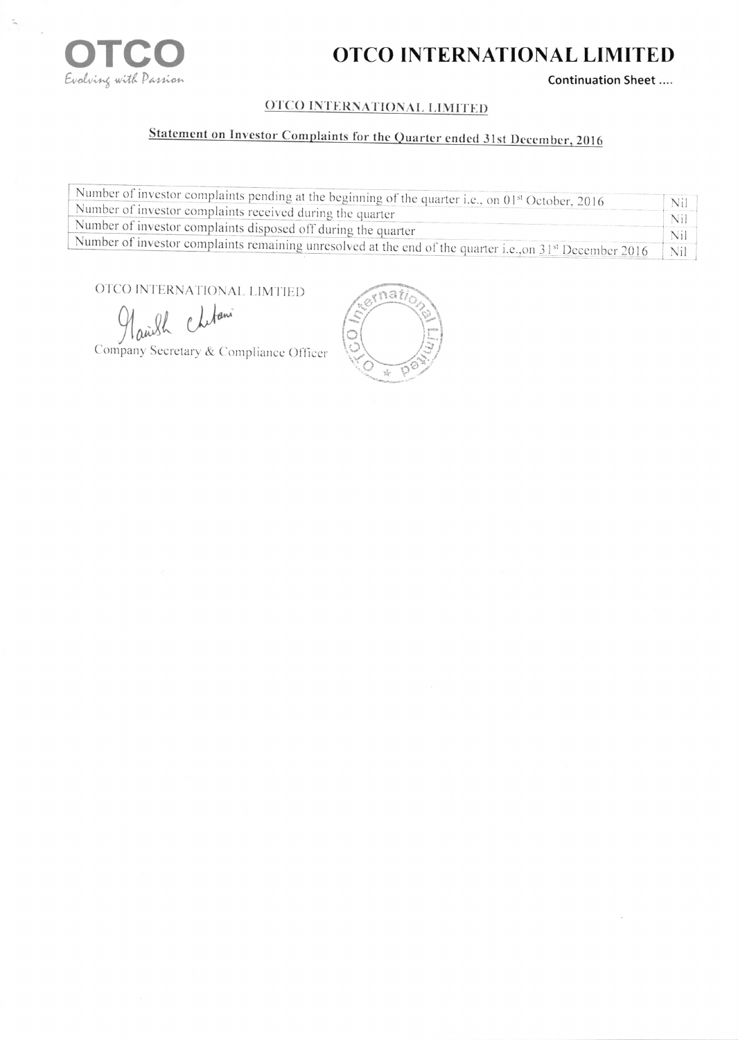# OTCO INTERNATIONAL LIMITED

Continuation Sheet ....

## OTCO INTERNATIONAL LIMITED

### Statement on Investor Complaints for the Quarter ended 31st December, 2016

| | |
|---|---|
| Number of investor complaints pending at the beginning of the quarter i.e., on 01st October, 2016 | Nil |
| Number of investor complaints received during the quarter | Nil |
| Number of investor complaints disposed off during the quarter | Nil |
| Number of investor complaints remaining unresolved at the end of the quarter i.e.,on 31st December 2016 | Nil |

OTCO INTERNATIONAL LIMTIED

Company Secretary & Compliance Officer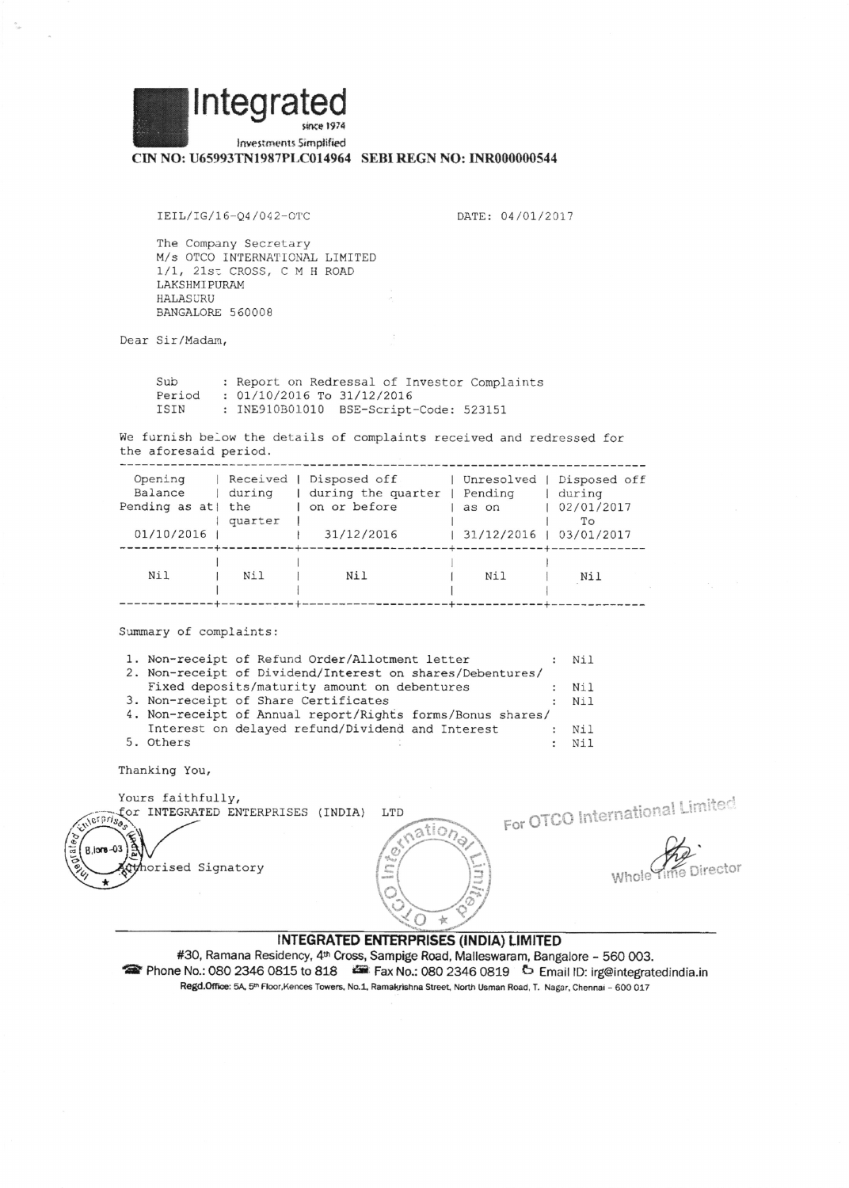# Integrated

since 1974

Investments Simplified

**CIN NO: U65993TN1987PLC014964 SEBI REGN NO: INR000000544**

IEIL/IG/16-Q4/042-OTC

DATE: 04/01/2017

The Company Secretary
M/s OTCO INTERNATIONAL LIMITED
1/1, 21st CROSS, C M H ROAD
LAKSHMIPURAM
HALASURU
BANGALORE 560008

Dear Sir/Madam,

Sub : Report on Redressal of Investor Complaints
Period : 01/10/2016 To 31/12/2016
ISIN : INE910B01010 BSE-Script-Code: 523151

We furnish below the details of complaints received and redressed for the aforesaid period.

| Opening Balance Pending as at 01/10/2016 | Received during the quarter | Disposed off during the quarter on or before 31/12/2016 | Unresolved Pending as on 31/12/2016 | Disposed off during 02/01/2017 To 03/01/2017 |
|---|---|---|---|---|
| Nil | Nil | Nil | Nil | Nil |

Summary of complaints:

1. Non-receipt of Refund Order/Allotment letter : Nil
2. Non-receipt of Dividend/Interest on shares/Debentures/ Fixed deposits/maturity amount on debentures : Nil
3. Non-receipt of Share Certificates : Nil
4. Non-receipt of Annual report/Rights forms/Bonus shares/ Interest on delayed refund/Dividend and Interest : Nil
5. Others : Nil

Thanking You,

Yours faithfully,
for INTEGRATED ENTERPRISES (INDIA) LTD

Authorised Signatory

For OTCO International Limited

Whole Time Director

**INTEGRATED ENTERPRISES (INDIA) LIMITED**

#30, Ramana Residency, 4th Cross, Sampige Road, Malleswaram, Bangalore – 560 003.
Phone No.: 080 2346 0815 to 818 Fax No.: 080 2346 0819 Email ID: irg@integratedindia.in
Regd.Office: 5A, 5th Floor,Kences Towers, No.1, Ramakrishna Street, North Usman Road, T. Nagar, Chennai – 600 017